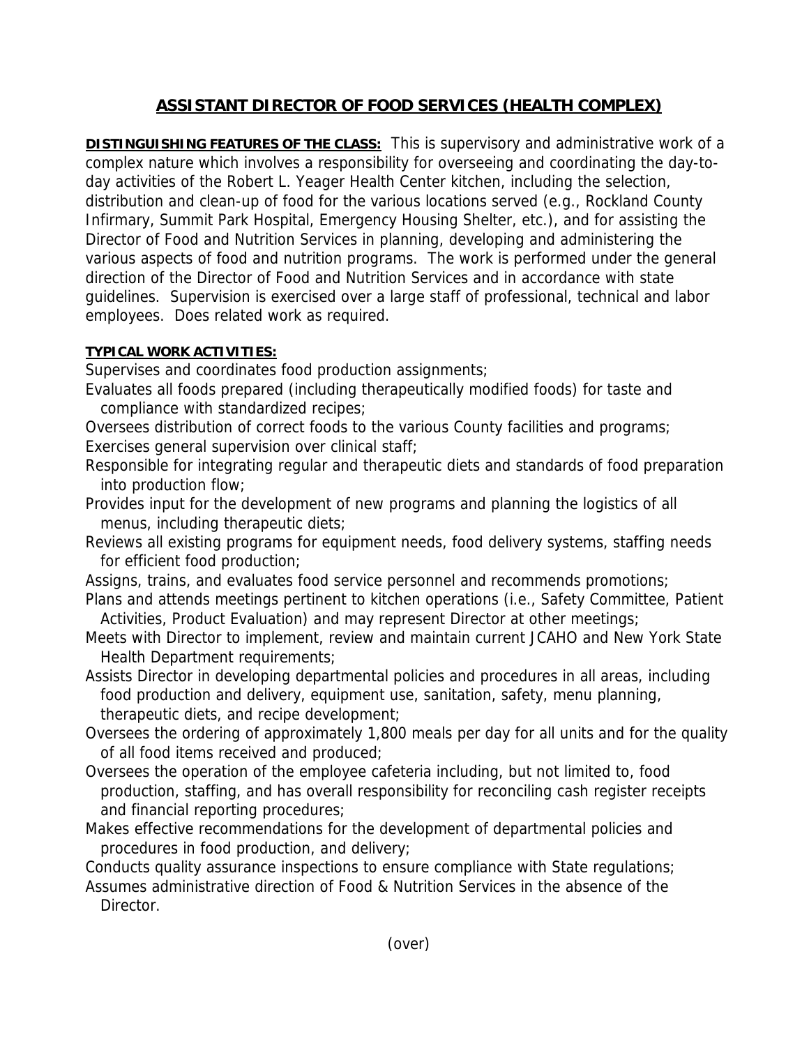# ASSISTANT DIRECTOR OF FOOD SERVICES (HEALTH COMPLEX)

**DISTINGUISHING FEATURES OF THE CLASS:** This is supervisory and administrative work of a complex nature which involves a responsibility for overseeing and coordinating the day-to-day activities of the Robert L. Yeager Health Center kitchen, including the selection, distribution and clean-up of food for the various locations served (e.g., Rockland County Infirmary, Summit Park Hospital, Emergency Housing Shelter, etc.), and for assisting the Director of Food and Nutrition Services in planning, developing and administering the various aspects of food and nutrition programs. The work is performed under the general direction of the Director of Food and Nutrition Services and in accordance with state guidelines. Supervision is exercised over a large staff of professional, technical and labor employees. Does related work as required.

**TYPICAL WORK ACTIVITIES:**

Supervises and coordinates food production assignments;

Evaluates all foods prepared (including therapeutically modified foods) for taste and compliance with standardized recipes;

Oversees distribution of correct foods to the various County facilities and programs;

Exercises general supervision over clinical staff;

Responsible for integrating regular and therapeutic diets and standards of food preparation into production flow;

Provides input for the development of new programs and planning the logistics of all menus, including therapeutic diets;

Reviews all existing programs for equipment needs, food delivery systems, staffing needs for efficient food production;

Assigns, trains, and evaluates food service personnel and recommends promotions;

Plans and attends meetings pertinent to kitchen operations (i.e., Safety Committee, Patient Activities, Product Evaluation) and may represent Director at other meetings;

Meets with Director to implement, review and maintain current JCAHO and New York State Health Department requirements;

Assists Director in developing departmental policies and procedures in all areas, including food production and delivery, equipment use, sanitation, safety, menu planning, therapeutic diets, and recipe development;

Oversees the ordering of approximately 1,800 meals per day for all units and for the quality of all food items received and produced;

Oversees the operation of the employee cafeteria including, but not limited to, food production, staffing, and has overall responsibility for reconciling cash register receipts and financial reporting procedures;

Makes effective recommendations for the development of departmental policies and procedures in food production, and delivery;

Conducts quality assurance inspections to ensure compliance with State regulations;

Assumes administrative direction of Food & Nutrition Services in the absence of the Director.

(over)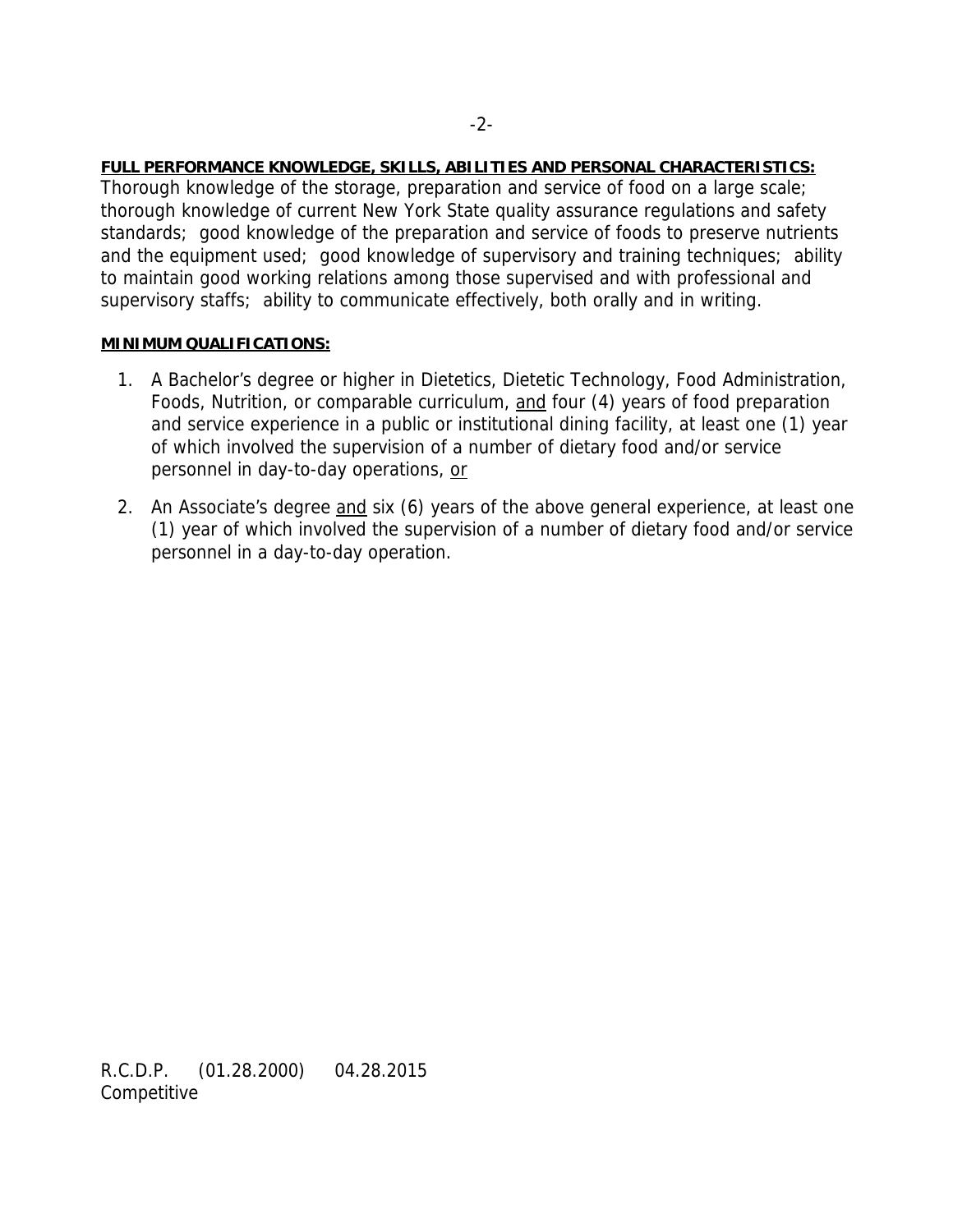**FULL PERFORMANCE KNOWLEDGE, SKILLS, ABILITIES AND PERSONAL CHARACTERISTICS:** Thorough knowledge of the storage, preparation and service of food on a large scale; thorough knowledge of current New York State quality assurance regulations and safety standards; good knowledge of the preparation and service of foods to preserve nutrients and the equipment used; good knowledge of supervisory and training techniques; ability to maintain good working relations among those supervised and with professional and supervisory staffs; ability to communicate effectively, both orally and in writing.

**MINIMUM QUALIFICATIONS:**

1. A Bachelor's degree or higher in Dietetics, Dietetic Technology, Food Administration, Foods, Nutrition, or comparable curriculum, and four (4) years of food preparation and service experience in a public or institutional dining facility, at least one (1) year of which involved the supervision of a number of dietary food and/or service personnel in day-to-day operations, or

2. An Associate's degree and six (6) years of the above general experience, at least one (1) year of which involved the supervision of a number of dietary food and/or service personnel in a day-to-day operation.

R.C.D.P. (01.28.2000) 04.28.2015
Competitive